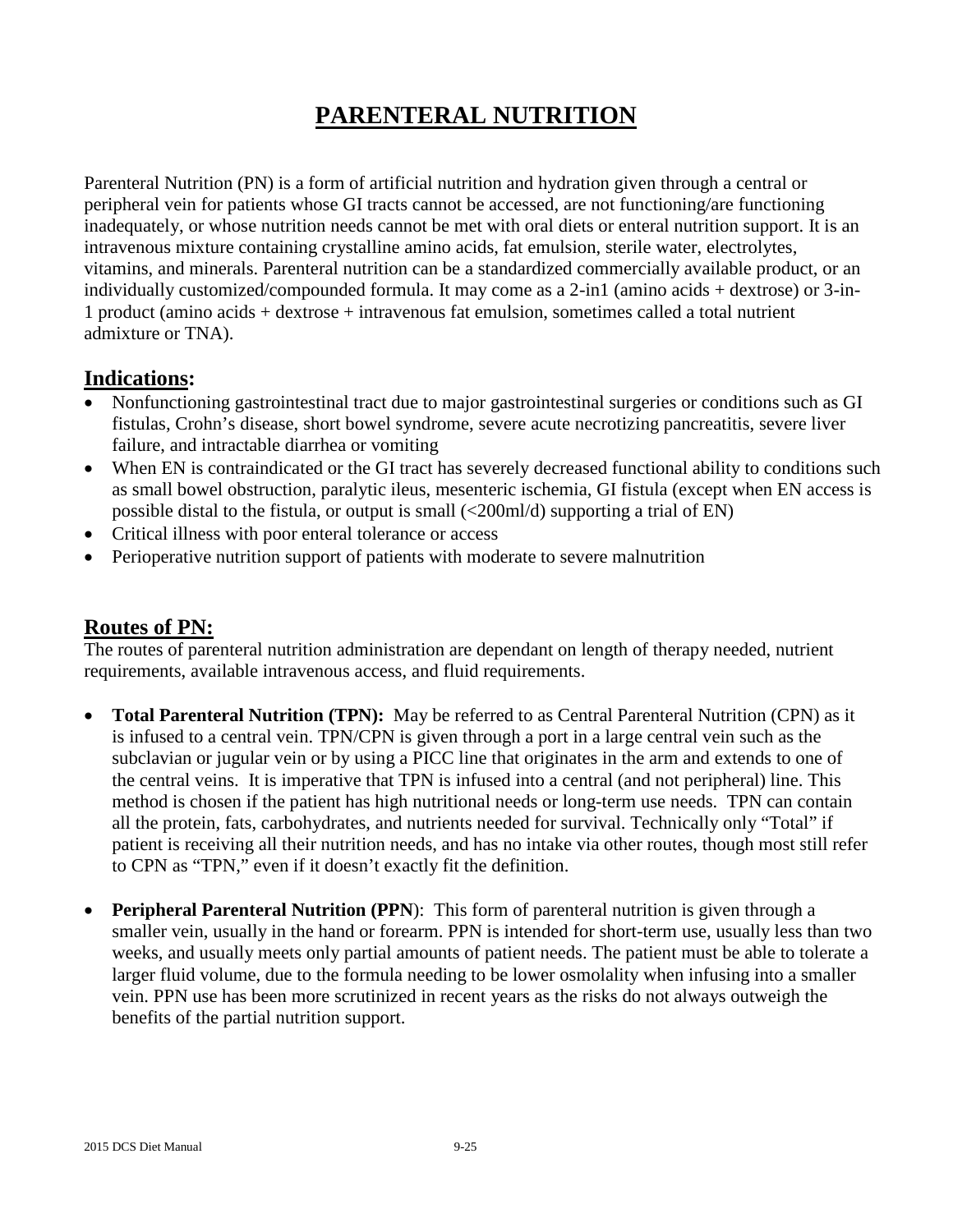# PARENTERAL NUTRITION

Parenteral Nutrition (PN) is a form of artificial nutrition and hydration given through a central or peripheral vein for patients whose GI tracts cannot be accessed, are not functioning/are functioning inadequately, or whose nutrition needs cannot be met with oral diets or enteral nutrition support. It is an intravenous mixture containing crystalline amino acids, fat emulsion, sterile water, electrolytes, vitamins, and minerals. Parenteral nutrition can be a standardized commercially available product, or an individually customized/compounded formula. It may come as a 2-in1 (amino acids + dextrose) or 3-in-1 product (amino acids + dextrose + intravenous fat emulsion, sometimes called a total nutrient admixture or TNA).

## Indications:

- Nonfunctioning gastrointestinal tract due to major gastrointestinal surgeries or conditions such as GI fistulas, Crohn's disease, short bowel syndrome, severe acute necrotizing pancreatitis, severe liver failure, and intractable diarrhea or vomiting
- When EN is contraindicated or the GI tract has severely decreased functional ability to conditions such as small bowel obstruction, paralytic ileus, mesenteric ischemia, GI fistula (except when EN access is possible distal to the fistula, or output is small (<200ml/d) supporting a trial of EN)
- Critical illness with poor enteral tolerance or access
- Perioperative nutrition support of patients with moderate to severe malnutrition

## Routes of PN:

The routes of parenteral nutrition administration are dependant on length of therapy needed, nutrient requirements, available intravenous access, and fluid requirements.

- **Total Parenteral Nutrition (TPN):** May be referred to as Central Parenteral Nutrition (CPN) as it is infused to a central vein. TPN/CPN is given through a port in a large central vein such as the subclavian or jugular vein or by using a PICC line that originates in the arm and extends to one of the central veins. It is imperative that TPN is infused into a central (and not peripheral) line. This method is chosen if the patient has high nutritional needs or long-term use needs. TPN can contain all the protein, fats, carbohydrates, and nutrients needed for survival. Technically only "Total" if patient is receiving all their nutrition needs, and has no intake via other routes, though most still refer to CPN as "TPN," even if it doesn't exactly fit the definition.

- **Peripheral Parenteral Nutrition (PPN**): This form of parenteral nutrition is given through a smaller vein, usually in the hand or forearm. PPN is intended for short-term use, usually less than two weeks, and usually meets only partial amounts of patient needs. The patient must be able to tolerate a larger fluid volume, due to the formula needing to be lower osmolality when infusing into a smaller vein. PPN use has been more scrutinized in recent years as the risks do not always outweigh the benefits of the partial nutrition support.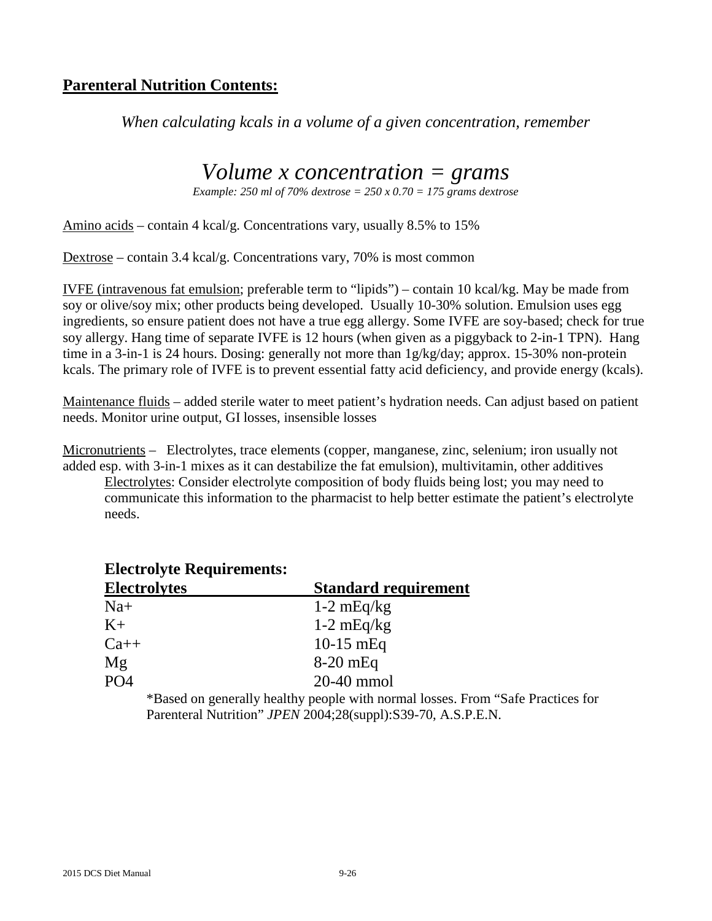## **Parenteral Nutrition Contents:**

*When calculating kcals in a volume of a given concentration, remember*

*Volume x concentration = grams*

*Example: 250 ml of 70% dextrose = 250 x 0.70 = 175 grams dextrose*

Amino acids – contain 4 kcal/g. Concentrations vary, usually 8.5% to 15%

Dextrose – contain 3.4 kcal/g. Concentrations vary, 70% is most common

IVFE (intravenous fat emulsion; preferable term to "lipids") – contain 10 kcal/kg. May be made from soy or olive/soy mix; other products being developed. Usually 10-30% solution. Emulsion uses egg ingredients, so ensure patient does not have a true egg allergy. Some IVFE are soy-based; check for true soy allergy. Hang time of separate IVFE is 12 hours (when given as a piggyback to 2-in-1 TPN). Hang time in a 3-in-1 is 24 hours. Dosing: generally not more than 1g/kg/day; approx. 15-30% non-protein kcals. The primary role of IVFE is to prevent essential fatty acid deficiency, and provide energy (kcals).

Maintenance fluids – added sterile water to meet patient's hydration needs. Can adjust based on patient needs. Monitor urine output, GI losses, insensible losses

Micronutrients – Electrolytes, trace elements (copper, manganese, zinc, selenium; iron usually not added esp. with 3-in-1 mixes as it can destabilize the fat emulsion), multivitamin, other additives

Electrolytes: Consider electrolyte composition of body fluids being lost; you may need to communicate this information to the pharmacist to help better estimate the patient's electrolyte needs.

### **Electrolyte Requirements:**

| Electrolytes | Standard requirement |
| --- | --- |
| $Na^+$ | 1-2 mEq/kg |
| $K^+$ | 1-2 mEq/kg |
| $Ca^{++}$ | 10-15 mEq |
| Mg | 8-20 mEq |
| $PO_4$ | 20-40 mmol |

*Based on generally healthy people with normal losses. From "Safe Practices for Parenteral Nutrition" *JPEN* 2004;28(suppl):S39-70, A.S.P.E.N.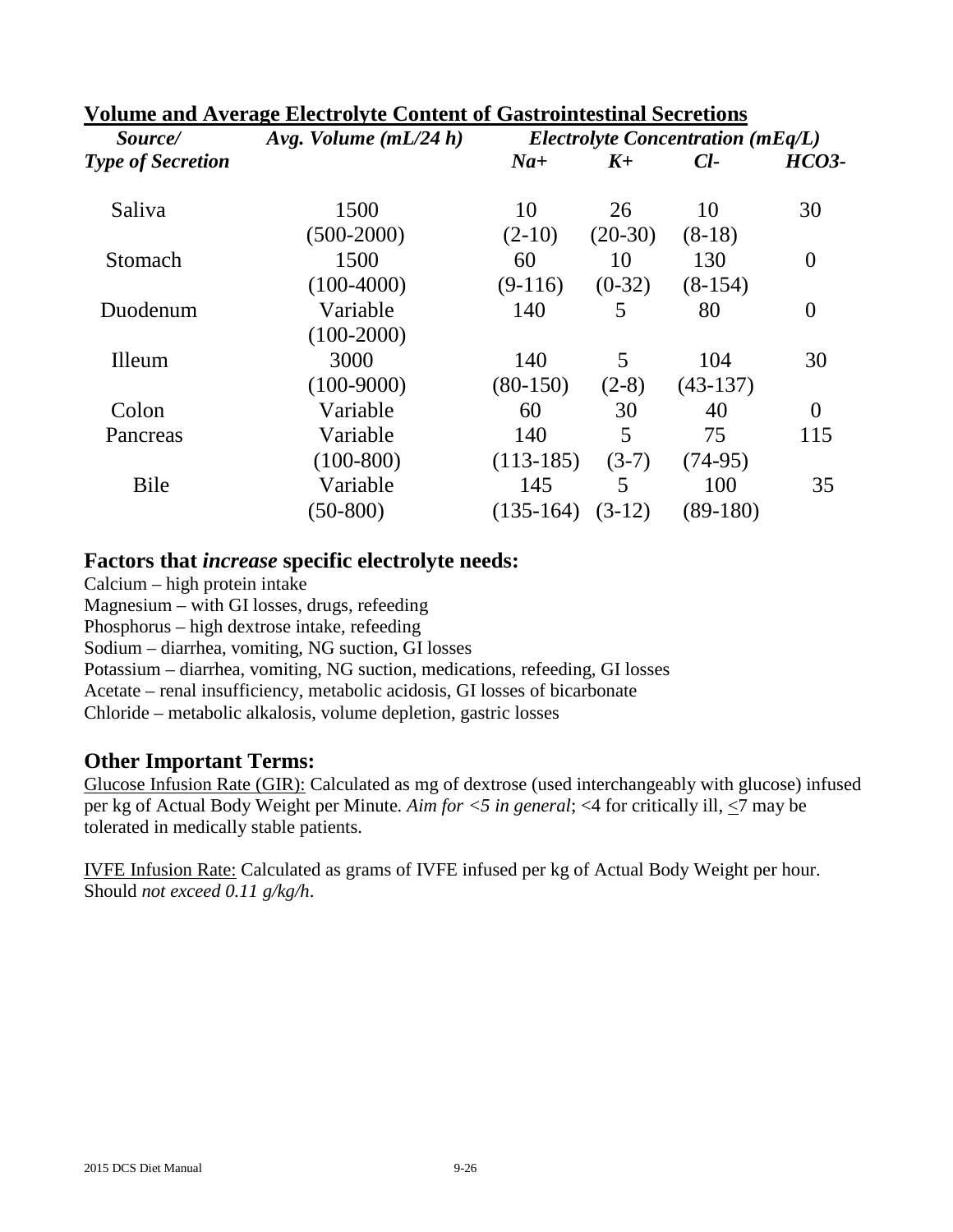## Volume and Average Electrolyte Content of Gastrointestinal Secretions

| *Source/ Type of Secretion* | *Avg. Volume (mL/24 h)* | *Electrolyte Concentration (mEq/L)* | | | |
|---|---|---|---|---|---|
| | | ***Na+*** | ***K+*** | ***Cl-*** | ***HCO3-*** |
| Saliva | 1500 (500-2000) | 10 (2-10) | 26 (20-30) | 10 (8-18) | 30 |
| Stomach | 1500 (100-4000) | 60 (9-116) | 10 (0-32) | 130 (8-154) | 0 |
| Duodenum | Variable (100-2000) | 140 | 5 | 80 | 0 |
| Illeum | 3000 (100-9000) | 140 (80-150) | 5 (2-8) | 104 (43-137) | 30 |
| Colon | Variable | 60 | 30 | 40 | 0 |
| Pancreas | Variable (100-800) | 140 (113-185) | 5 (3-7) | 75 (74-95) | 115 |
| Bile | Variable (50-800) | 145 (135-164) | 5 (3-12) | 100 (89-180) | 35 |

### Factors that *increase* specific electrolyte needs:

Calcium – high protein intake
Magnesium – with GI losses, drugs, refeeding
Phosphorus – high dextrose intake, refeeding
Sodium – diarrhea, vomiting, NG suction, GI losses
Potassium – diarrhea, vomiting, NG suction, medications, refeeding, GI losses
Acetate – renal insufficiency, metabolic acidosis, GI losses of bicarbonate
Chloride – metabolic alkalosis, volume depletion, gastric losses

### Other Important Terms:

Glucose Infusion Rate (GIR): Calculated as mg of dextrose (used interchangeably with glucose) infused per kg of Actual Body Weight per Minute. *Aim for <5 in general*; <4 for critically ill, ≤7 may be tolerated in medically stable patients.

IVFE Infusion Rate: Calculated as grams of IVFE infused per kg of Actual Body Weight per hour. Should *not exceed 0.11 g/kg/h*.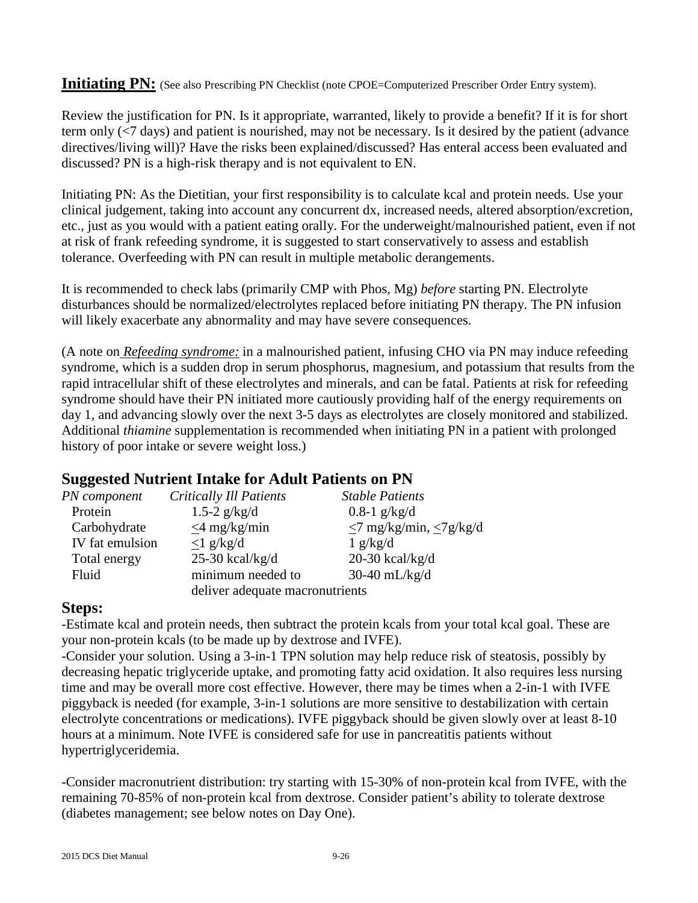## Initiating PN: (See also Prescribing PN Checklist (note CPOE=Computerized Prescriber Order Entry system).

Review the justification for PN. Is it appropriate, warranted, likely to provide a benefit? If it is for short term only (<7 days) and patient is nourished, may not be necessary. Is it desired by the patient (advance directives/living will)? Have the risks been explained/discussed? Has enteral access been evaluated and discussed? PN is a high-risk therapy and is not equivalent to EN.

Initiating PN: As the Dietitian, your first responsibility is to calculate kcal and protein needs. Use your clinical judgement, taking into account any concurrent dx, increased needs, altered absorption/excretion, etc., just as you would with a patient eating orally. For the underweight/malnourished patient, even if not at risk of frank refeeding syndrome, it is suggested to start conservatively to assess and establish tolerance. Overfeeding with PN can result in multiple metabolic derangements.

It is recommended to check labs (primarily CMP with Phos, Mg) *before* starting PN. Electrolyte disturbances should be normalized/electrolytes replaced before initiating PN therapy. The PN infusion will likely exacerbate any abnormality and may have severe consequences.

(A note on *Refeeding syndrome:* in a malnourished patient, infusing CHO via PN may induce refeeding syndrome, which is a sudden drop in serum phosphorus, magnesium, and potassium that results from the rapid intracellular shift of these electrolytes and minerals, and can be fatal. Patients at risk for refeeding syndrome should have their PN initiated more cautiously providing half of the energy requirements on day 1, and advancing slowly over the next 3-5 days as electrolytes are closely monitored and stabilized. Additional *thiamine* supplementation is recommended when initiating PN in a patient with prolonged history of poor intake or severe weight loss.)

## Suggested Nutrient Intake for Adult Patients on PN

| *PN component* | *Critically Ill Patients* | *Stable Patients* |
|---|---|---|
| Protein | 1.5-2 g/kg/d | 0.8-1 g/kg/d |
| Carbohydrate | ≤4 mg/kg/min | ≤7 mg/kg/min, ≤7g/kg/d |
| IV fat emulsion | ≤1 g/kg/d | 1 g/kg/d |
| Total energy | 25-30 kcal/kg/d | 20-30 kcal/kg/d |
| Fluid | minimum needed to deliver adequate macronutrients | 30-40 mL/kg/d |

## Steps:

-Estimate kcal and protein needs, then subtract the protein kcals from your total kcal goal. These are your non-protein kcals (to be made up by dextrose and IVFE).

-Consider your solution. Using a 3-in-1 TPN solution may help reduce risk of steatosis, possibly by decreasing hepatic triglyceride uptake, and promoting fatty acid oxidation. It also requires less nursing time and may be overall more cost effective. However, there may be times when a 2-in-1 with IVFE piggyback is needed (for example, 3-in-1 solutions are more sensitive to destabilization with certain electrolyte concentrations or medications). IVFE piggyback should be given slowly over at least 8-10 hours at a minimum. Note IVFE is considered safe for use in pancreatitis patients without hypertriglyceridemia.

-Consider macronutrient distribution: try starting with 15-30% of non-protein kcal from IVFE, with the remaining 70-85% of non-protein kcal from dextrose. Consider patient's ability to tolerate dextrose (diabetes management; see below notes on Day One).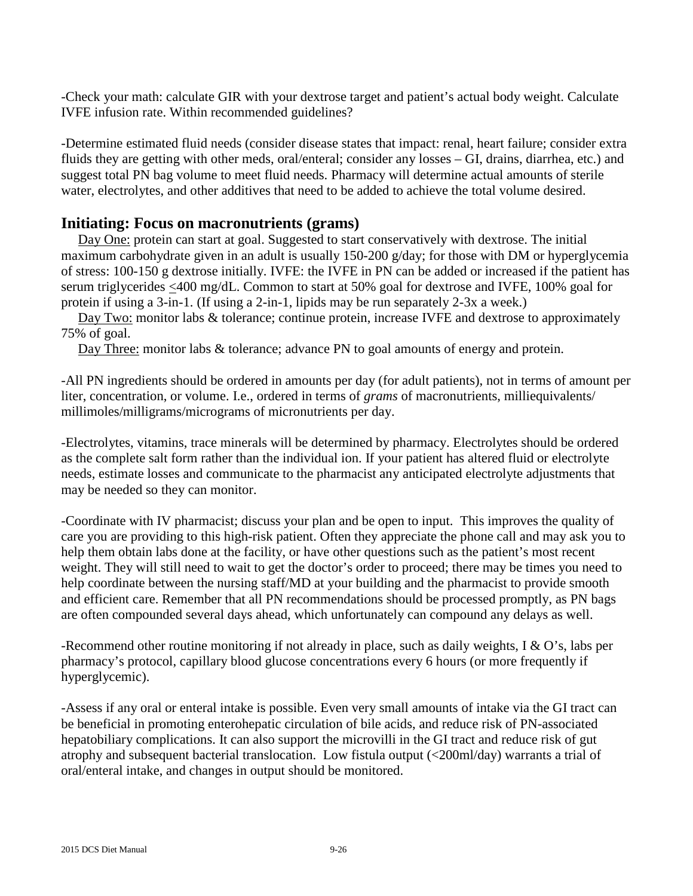-Check your math: calculate GIR with your dextrose target and patient's actual body weight. Calculate IVFE infusion rate. Within recommended guidelines?

-Determine estimated fluid needs (consider disease states that impact: renal, heart failure; consider extra fluids they are getting with other meds, oral/enteral; consider any losses – GI, drains, diarrhea, etc.) and suggest total PN bag volume to meet fluid needs. Pharmacy will determine actual amounts of sterile water, electrolytes, and other additives that need to be added to achieve the total volume desired.

## Initiating: Focus on macronutrients (grams)

Day One: protein can start at goal. Suggested to start conservatively with dextrose. The initial maximum carbohydrate given in an adult is usually 150-200 g/day; for those with DM or hyperglycemia of stress: 100-150 g dextrose initially. IVFE: the IVFE in PN can be added or increased if the patient has serum triglycerides ≤400 mg/dL. Common to start at 50% goal for dextrose and IVFE, 100% goal for protein if using a 3-in-1. (If using a 2-in-1, lipids may be run separately 2-3x a week.)

Day Two: monitor labs & tolerance; continue protein, increase IVFE and dextrose to approximately 75% of goal.

Day Three: monitor labs & tolerance; advance PN to goal amounts of energy and protein.

-All PN ingredients should be ordered in amounts per day (for adult patients), not in terms of amount per liter, concentration, or volume. I.e., ordered in terms of *grams* of macronutrients, milliequivalents/ millimoles/milligrams/micrograms of micronutrients per day.

-Electrolytes, vitamins, trace minerals will be determined by pharmacy. Electrolytes should be ordered as the complete salt form rather than the individual ion. If your patient has altered fluid or electrolyte needs, estimate losses and communicate to the pharmacist any anticipated electrolyte adjustments that may be needed so they can monitor.

-Coordinate with IV pharmacist; discuss your plan and be open to input. This improves the quality of care you are providing to this high-risk patient. Often they appreciate the phone call and may ask you to help them obtain labs done at the facility, or have other questions such as the patient's most recent weight. They will still need to wait to get the doctor's order to proceed; there may be times you need to help coordinate between the nursing staff/MD at your building and the pharmacist to provide smooth and efficient care. Remember that all PN recommendations should be processed promptly, as PN bags are often compounded several days ahead, which unfortunately can compound any delays as well.

-Recommend other routine monitoring if not already in place, such as daily weights, I & O's, labs per pharmacy's protocol, capillary blood glucose concentrations every 6 hours (or more frequently if hyperglycemic).

-Assess if any oral or enteral intake is possible. Even very small amounts of intake via the GI tract can be beneficial in promoting enterohepatic circulation of bile acids, and reduce risk of PN-associated hepatobiliary complications. It can also support the microvilli in the GI tract and reduce risk of gut atrophy and subsequent bacterial translocation. Low fistula output (<200ml/day) warrants a trial of oral/enteral intake, and changes in output should be monitored.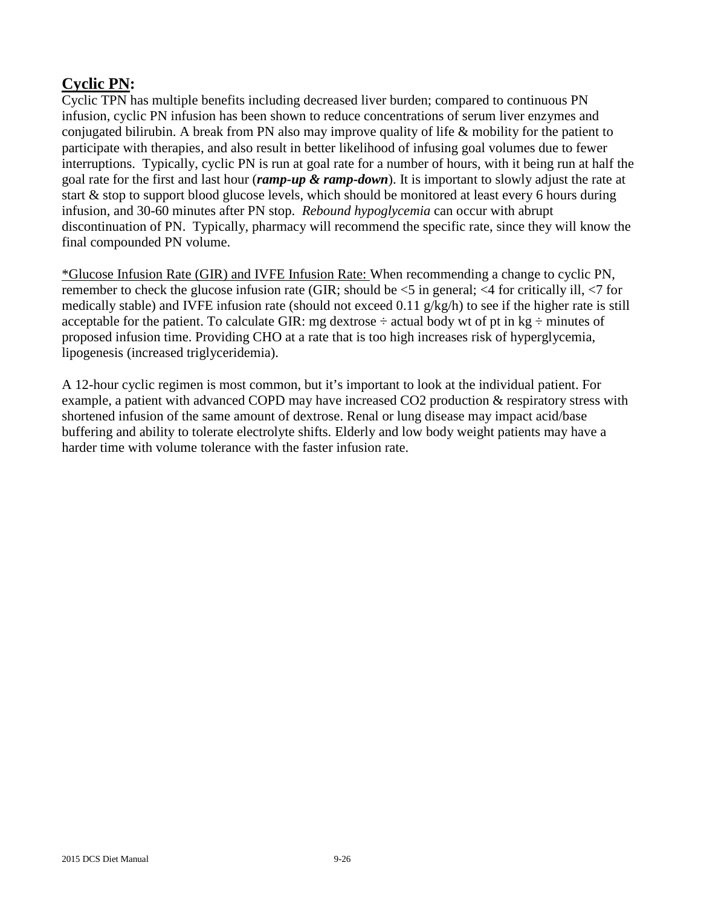## **Cyclic PN:**

Cyclic TPN has multiple benefits including decreased liver burden; compared to continuous PN infusion, cyclic PN infusion has been shown to reduce concentrations of serum liver enzymes and conjugated bilirubin. A break from PN also may improve quality of life & mobility for the patient to participate with therapies, and also result in better likelihood of infusing goal volumes due to fewer interruptions. Typically, cyclic PN is run at goal rate for a number of hours, with it being run at half the goal rate for the first and last hour (***ramp-up & ramp-down***). It is important to slowly adjust the rate at start & stop to support blood glucose levels, which should be monitored at least every 6 hours during infusion, and 30-60 minutes after PN stop. *Rebound hypoglycemia* can occur with abrupt discontinuation of PN. Typically, pharmacy will recommend the specific rate, since they will know the final compounded PN volume.

*Glucose Infusion Rate (GIR) and IVFE Infusion Rate: When recommending a change to cyclic PN, remember to check the glucose infusion rate (GIR; should be <5 in general; <4 for critically ill, <7 for medically stable) and IVFE infusion rate (should not exceed 0.11 g/kg/h) to see if the higher rate is still acceptable for the patient. To calculate GIR: mg dextrose ÷ actual body wt of pt in kg ÷ minutes of proposed infusion time. Providing CHO at a rate that is too high increases risk of hyperglycemia, lipogenesis (increased triglyceridemia).

A 12-hour cyclic regimen is most common, but it's important to look at the individual patient. For example, a patient with advanced COPD may have increased $CO_2$ production & respiratory stress with shortened infusion of the same amount of dextrose. Renal or lung disease may impact acid/base buffering and ability to tolerate electrolyte shifts. Elderly and low body weight patients may have a harder time with volume tolerance with the faster infusion rate.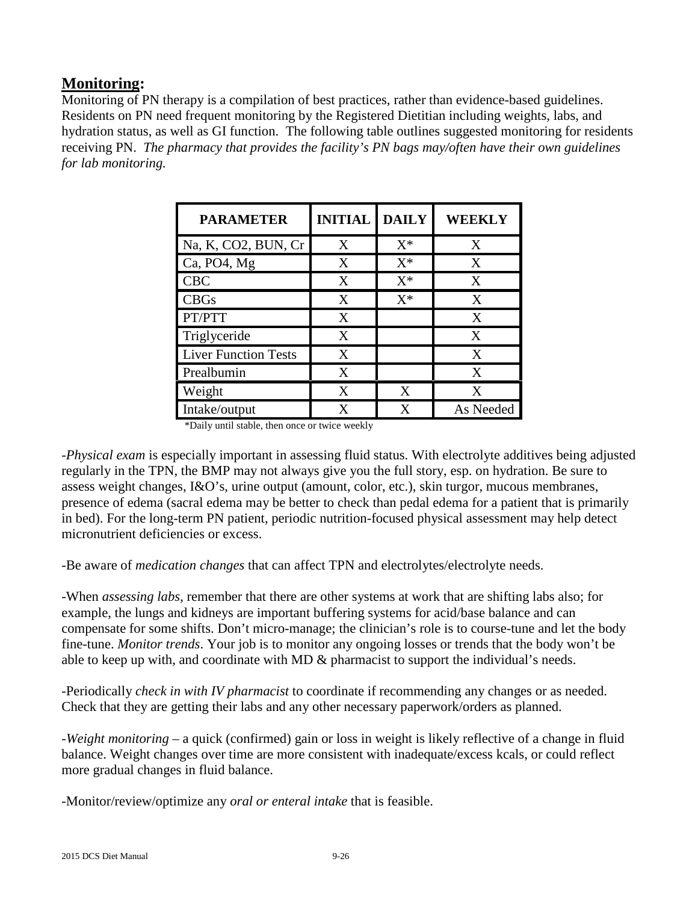## Monitoring:

Monitoring of PN therapy is a compilation of best practices, rather than evidence-based guidelines. Residents on PN need frequent monitoring by the Registered Dietitian including weights, labs, and hydration status, as well as GI function. The following table outlines suggested monitoring for residents receiving PN. *The pharmacy that provides the facility's PN bags may/often have their own guidelines for lab monitoring.*

| PARAMETER | INITIAL | DAILY | WEEKLY |
|---|---|---|---|
| Na, K, $CO_2$, BUN, Cr | X | X* | X |
| Ca, $PO_4$, Mg | X | X* | X |
| CBC | X | X* | X |
| CBGs | X | X* | X |
| PT/PTT | X | | X |
| Triglyceride | X | | X |
| Liver Function Tests | X | | X |
| Prealbumin | X | | X |
| Weight | X | X | X |
| Intake/output | X | X | As Needed |

*Daily until stable, then once or twice weekly

-*Physical exam* is especially important in assessing fluid status. With electrolyte additives being adjusted regularly in the TPN, the BMP may not always give you the full story, esp. on hydration. Be sure to assess weight changes, I&O's, urine output (amount, color, etc.), skin turgor, mucous membranes, presence of edema (sacral edema may be better to check than pedal edema for a patient that is primarily in bed). For the long-term PN patient, periodic nutrition-focused physical assessment may help detect micronutrient deficiencies or excess.

-Be aware of *medication changes* that can affect TPN and electrolytes/electrolyte needs.

-When *assessing labs*, remember that there are other systems at work that are shifting labs also; for example, the lungs and kidneys are important buffering systems for acid/base balance and can compensate for some shifts. Don't micro-manage; the clinician's role is to course-tune and let the body fine-tune. *Monitor trends*. Your job is to monitor any ongoing losses or trends that the body won't be able to keep up with, and coordinate with MD & pharmacist to support the individual's needs.

-Periodically *check in with IV pharmacist* to coordinate if recommending any changes or as needed. Check that they are getting their labs and any other necessary paperwork/orders as planned.

-*Weight monitoring* – a quick (confirmed) gain or loss in weight is likely reflective of a change in fluid balance. Weight changes over time are more consistent with inadequate/excess kcals, or could reflect more gradual changes in fluid balance.

-Monitor/review/optimize any *oral or enteral intake* that is feasible.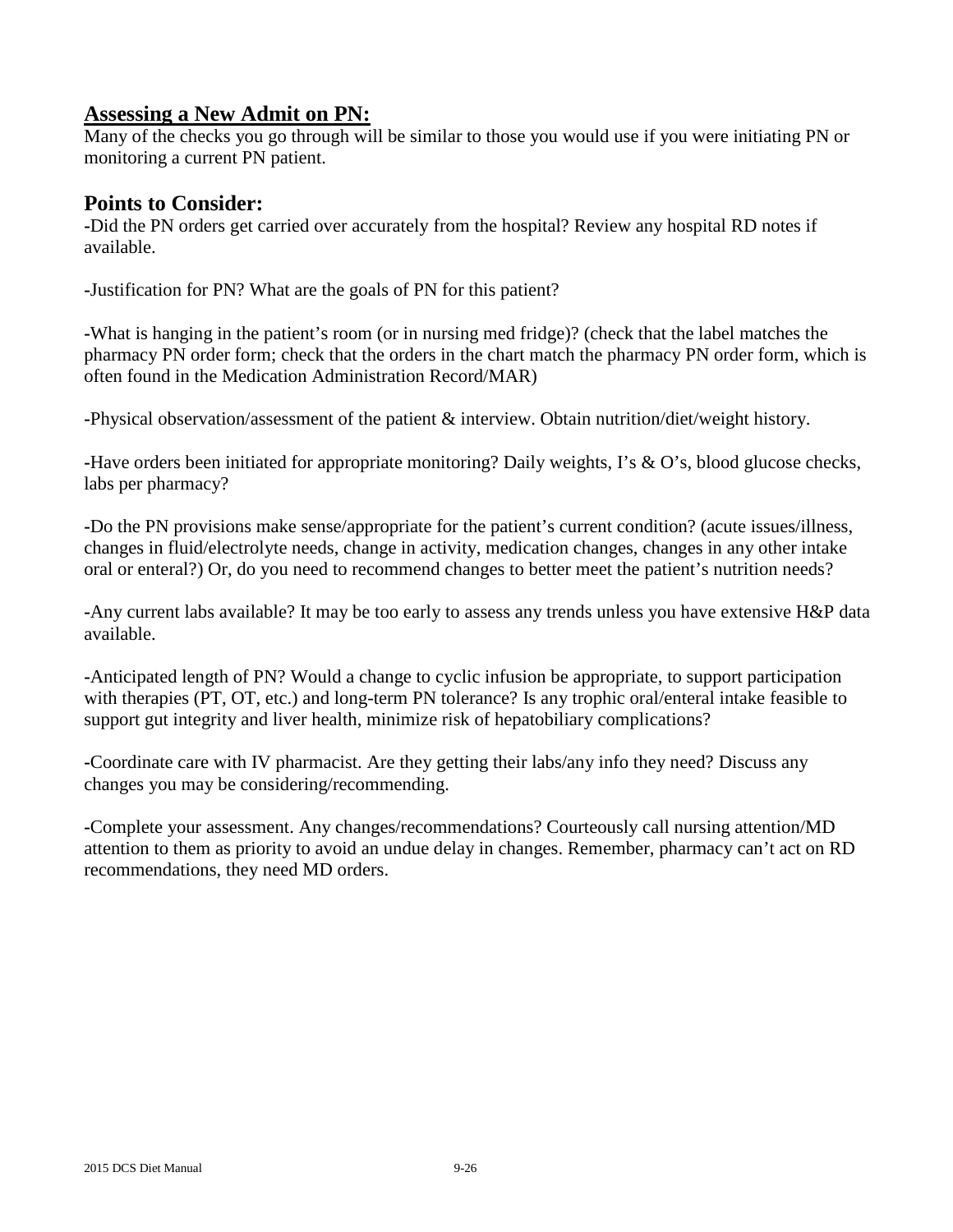## Assessing a New Admit on PN:

Many of the checks you go through will be similar to those you would use if you were initiating PN or monitoring a current PN patient.

## Points to Consider:

-Did the PN orders get carried over accurately from the hospital? Review any hospital RD notes if available.

-Justification for PN? What are the goals of PN for this patient?

-What is hanging in the patient's room (or in nursing med fridge)? (check that the label matches the pharmacy PN order form; check that the orders in the chart match the pharmacy PN order form, which is often found in the Medication Administration Record/MAR)

-Physical observation/assessment of the patient & interview. Obtain nutrition/diet/weight history.

-Have orders been initiated for appropriate monitoring? Daily weights, I's & O's, blood glucose checks, labs per pharmacy?

-Do the PN provisions make sense/appropriate for the patient's current condition? (acute issues/illness, changes in fluid/electrolyte needs, change in activity, medication changes, changes in any other intake oral or enteral?) Or, do you need to recommend changes to better meet the patient's nutrition needs?

-Any current labs available? It may be too early to assess any trends unless you have extensive H&P data available.

-Anticipated length of PN? Would a change to cyclic infusion be appropriate, to support participation with therapies (PT, OT, etc.) and long-term PN tolerance? Is any trophic oral/enteral intake feasible to support gut integrity and liver health, minimize risk of hepatobiliary complications?

-Coordinate care with IV pharmacist. Are they getting their labs/any info they need? Discuss any changes you may be considering/recommending.

-Complete your assessment. Any changes/recommendations? Courteously call nursing attention/MD attention to them as priority to avoid an undue delay in changes. Remember, pharmacy can't act on RD recommendations, they need MD orders.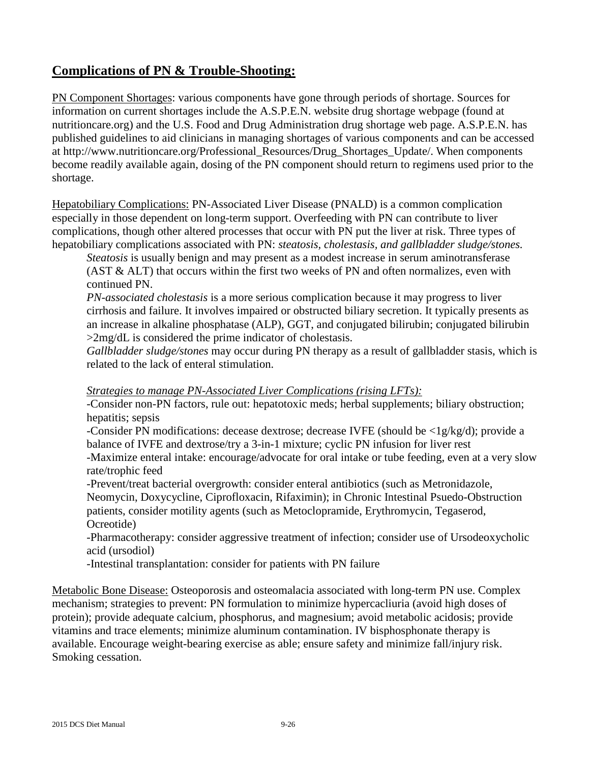## **Complications of PN & Trouble-Shooting:**

PN Component Shortages: various components have gone through periods of shortage. Sources for information on current shortages include the A.S.P.E.N. website drug shortage webpage (found at nutritioncare.org) and the U.S. Food and Drug Administration drug shortage web page. A.S.P.E.N. has published guidelines to aid clinicians in managing shortages of various components and can be accessed at http://www.nutritioncare.org/Professional_Resources/Drug_Shortages_Update/. When components become readily available again, dosing of the PN component should return to regimens used prior to the shortage.

Hepatobiliary Complications: PN-Associated Liver Disease (PNALD) is a common complication especially in those dependent on long-term support. Overfeeding with PN can contribute to liver complications, though other altered processes that occur with PN put the liver at risk. Three types of hepatobiliary complications associated with PN: *steatosis, cholestasis, and gallbladder sludge/stones.*

*Steatosis* is usually benign and may present as a modest increase in serum aminotransferase (AST & ALT) that occurs within the first two weeks of PN and often normalizes, even with continued PN.

*PN-associated cholestasis* is a more serious complication because it may progress to liver cirrhosis and failure. It involves impaired or obstructed biliary secretion. It typically presents as an increase in alkaline phosphatase (ALP), GGT, and conjugated bilirubin; conjugated bilirubin >2mg/dL is considered the prime indicator of cholestasis.

*Gallbladder sludge/stones* may occur during PN therapy as a result of gallbladder stasis, which is related to the lack of enteral stimulation.

*Strategies to manage PN-Associated Liver Complications (rising LFTs):*

-Consider non-PN factors, rule out: hepatotoxic meds; herbal supplements; biliary obstruction; hepatitis; sepsis

-Consider PN modifications: decease dextrose; decrease IVFE (should be <1g/kg/d); provide a balance of IVFE and dextrose/try a 3-in-1 mixture; cyclic PN infusion for liver rest

-Maximize enteral intake: encourage/advocate for oral intake or tube feeding, even at a very slow rate/trophic feed

-Prevent/treat bacterial overgrowth: consider enteral antibiotics (such as Metronidazole, Neomycin, Doxycycline, Ciprofloxacin, Rifaximin); in Chronic Intestinal Psuedo-Obstruction patients, consider motility agents (such as Metoclopramide, Erythromycin, Tegaserod, Ocreotide)

-Pharmacotherapy: consider aggressive treatment of infection; consider use of Ursodeoxycholic acid (ursodiol)

-Intestinal transplantation: consider for patients with PN failure

Metabolic Bone Disease: Osteoporosis and osteomalacia associated with long-term PN use. Complex mechanism; strategies to prevent: PN formulation to minimize hypercacliuria (avoid high doses of protein); provide adequate calcium, phosphorus, and magnesium; avoid metabolic acidosis; provide vitamins and trace elements; minimize aluminum contamination. IV bisphosphonate therapy is available. Encourage weight-bearing exercise as able; ensure safety and minimize fall/injury risk. Smoking cessation.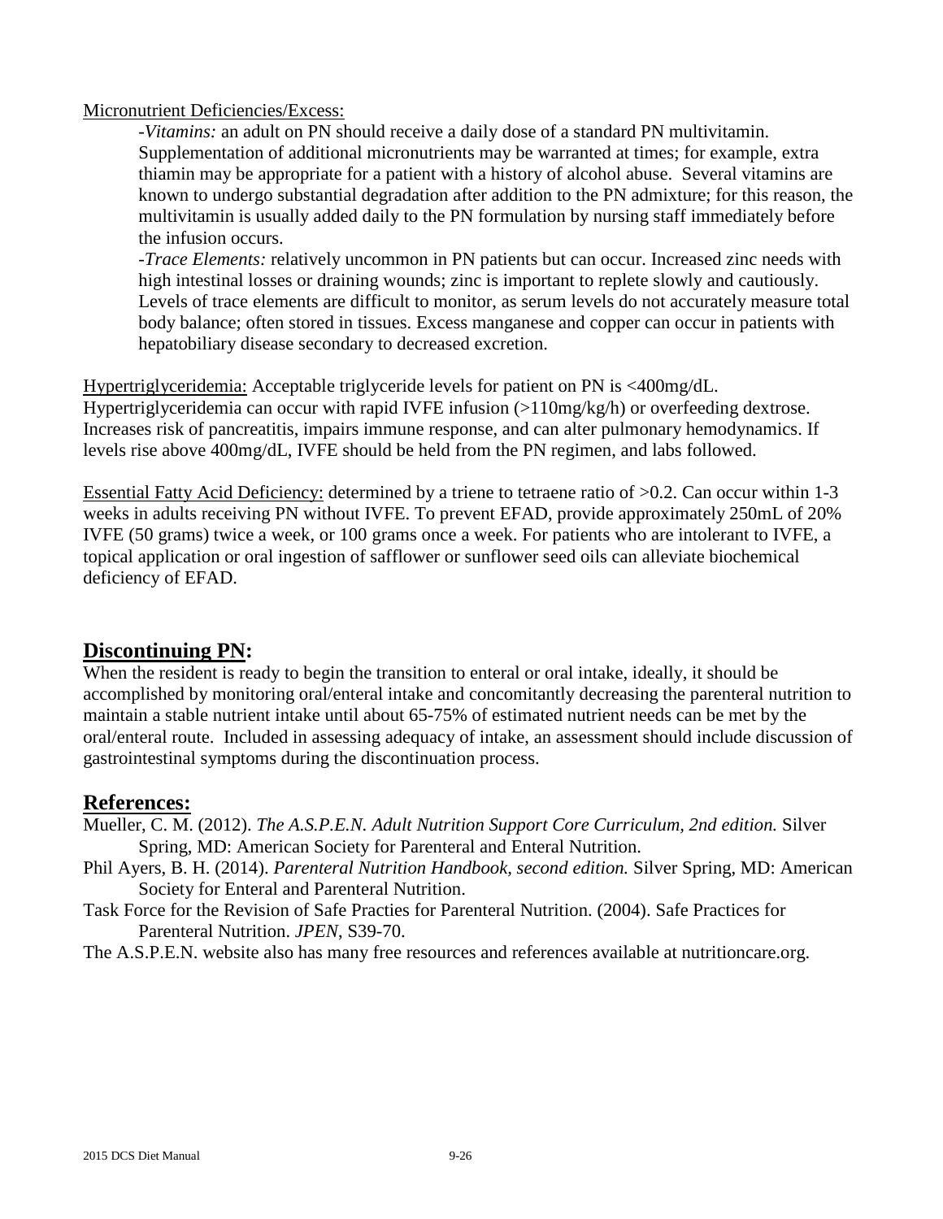Micronutrient Deficiencies/Excess:

-*Vitamins:* an adult on PN should receive a daily dose of a standard PN multivitamin. Supplementation of additional micronutrients may be warranted at times; for example, extra thiamin may be appropriate for a patient with a history of alcohol abuse. Several vitamins are known to undergo substantial degradation after addition to the PN admixture; for this reason, the multivitamin is usually added daily to the PN formulation by nursing staff immediately before the infusion occurs.

-*Trace Elements:* relatively uncommon in PN patients but can occur. Increased zinc needs with high intestinal losses or draining wounds; zinc is important to replete slowly and cautiously. Levels of trace elements are difficult to monitor, as serum levels do not accurately measure total body balance; often stored in tissues. Excess manganese and copper can occur in patients with hepatobiliary disease secondary to decreased excretion.

Hypertriglyceridemia: Acceptable triglyceride levels for patient on PN is <400mg/dL. Hypertriglyceridemia can occur with rapid IVFE infusion (>110mg/kg/h) or overfeeding dextrose. Increases risk of pancreatitis, impairs immune response, and can alter pulmonary hemodynamics. If levels rise above 400mg/dL, IVFE should be held from the PN regimen, and labs followed.

Essential Fatty Acid Deficiency: determined by a triene to tetraene ratio of >0.2. Can occur within 1-3 weeks in adults receiving PN without IVFE. To prevent EFAD, provide approximately 250mL of 20% IVFE (50 grams) twice a week, or 100 grams once a week. For patients who are intolerant to IVFE, a topical application or oral ingestion of safflower or sunflower seed oils can alleviate biochemical deficiency of EFAD.

## Discontinuing PN:

When the resident is ready to begin the transition to enteral or oral intake, ideally, it should be accomplished by monitoring oral/enteral intake and concomitantly decreasing the parenteral nutrition to maintain a stable nutrient intake until about 65-75% of estimated nutrient needs can be met by the oral/enteral route. Included in assessing adequacy of intake, an assessment should include discussion of gastrointestinal symptoms during the discontinuation process.

## References:

Mueller, C. M. (2012). *The A.S.P.E.N. Adult Nutrition Support Core Curriculum, 2nd edition.* Silver Spring, MD: American Society for Parenteral and Enteral Nutrition.

Phil Ayers, B. H. (2014). *Parenteral Nutrition Handbook, second edition.* Silver Spring, MD: American Society for Enteral and Parenteral Nutrition.

Task Force for the Revision of Safe Practies for Parenteral Nutrition. (2004). Safe Practices for Parenteral Nutrition. *JPEN*, S39-70.

The A.S.P.E.N. website also has many free resources and references available at nutritioncare.org.